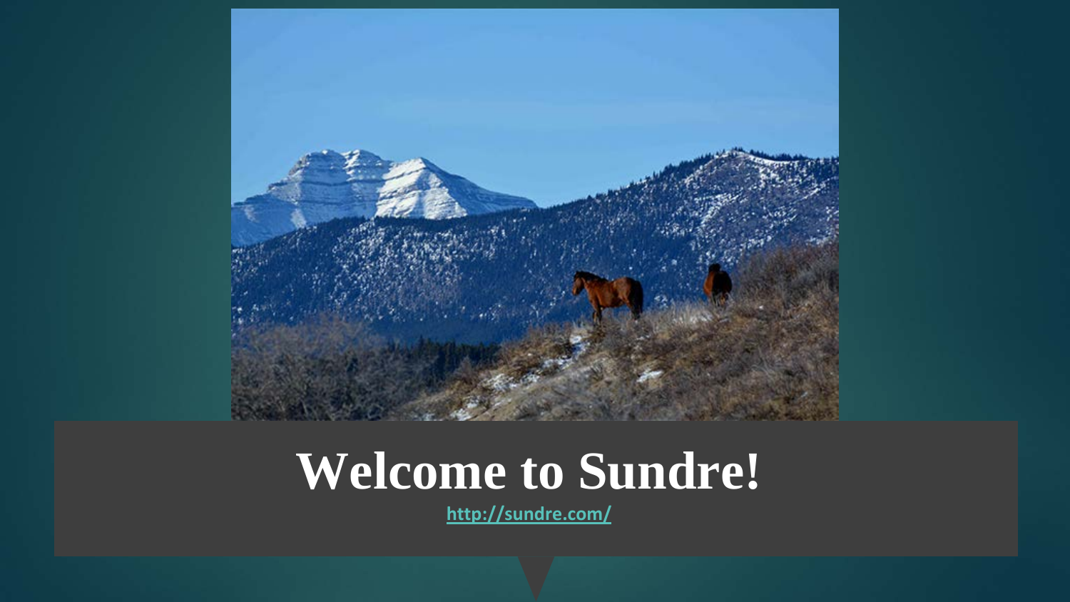# Welcome to Sundre!

http://sundre.com/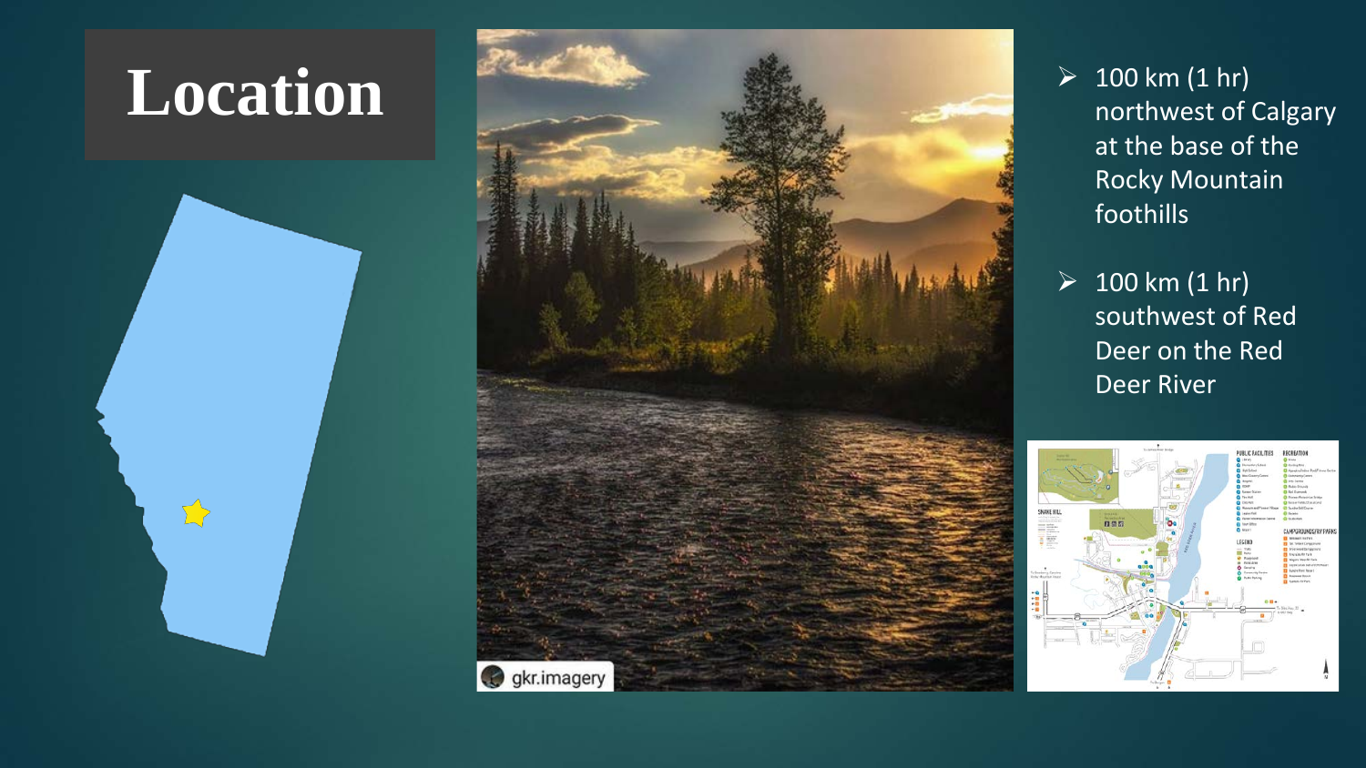# Location

- 100 km (1 hr) northwest of Calgary at the base of the Rocky Mountain foothills
- 100 km (1 hr) southwest of Red Deer on the Red Deer River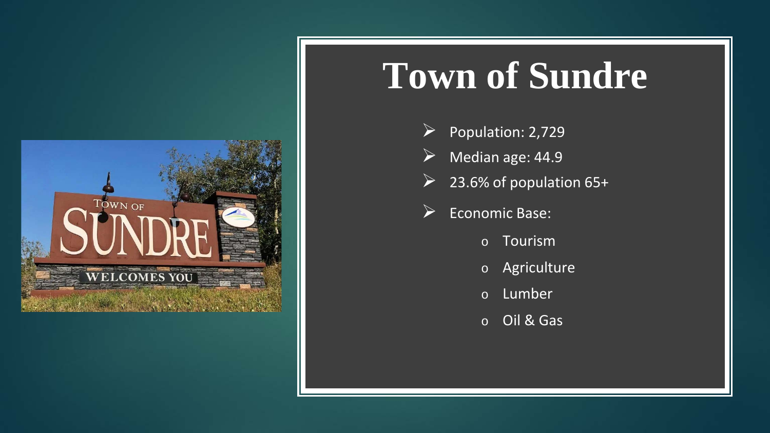# Town of Sundre

- Population: 2,729
- Median age: 44.9
- 23.6% of population 65+
- Economic Base:
  - Tourism
  - Agriculture
  - Lumber
  - Oil & Gas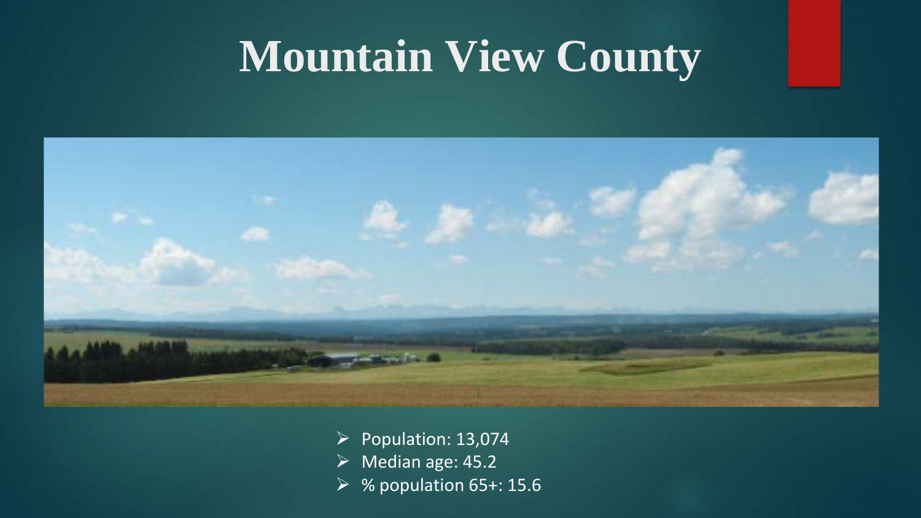# Mountain View County

- Population: 13,074
- Median age: 45.2
- % population 65+: 15.6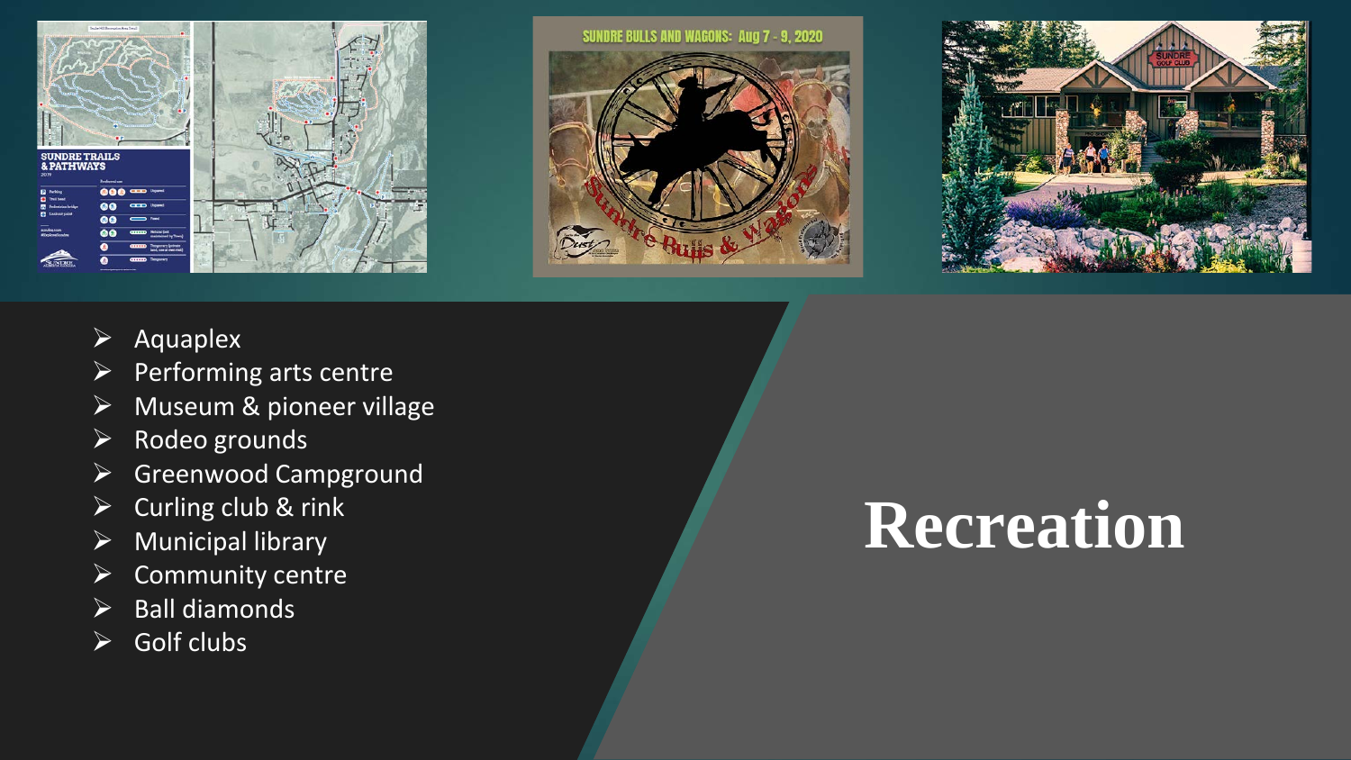# Recreation

- Aquaplex
- Performing arts centre
- Museum & pioneer village
- Rodeo grounds
- Greenwood Campground
- Curling club & rink
- Municipal library
- Community centre
- Ball diamonds
- Golf clubs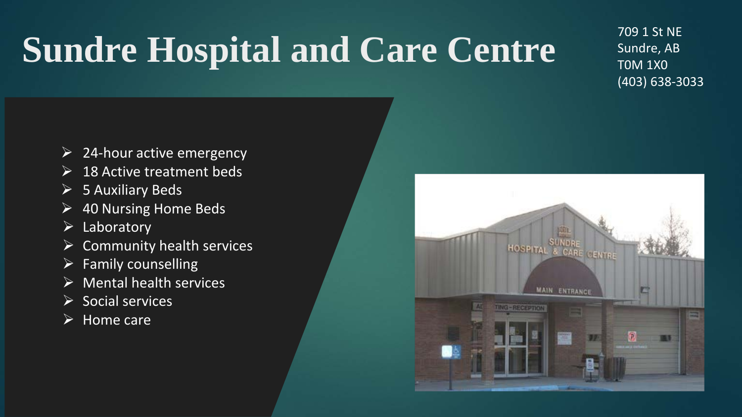# Sundre Hospital and Care Centre

709 1 St NE
Sundre, AB
T0M 1X0
(403) 638-3033

- 24-hour active emergency
- 18 Active treatment beds
- 5 Auxiliary Beds
- 40 Nursing Home Beds
- Laboratory
- Community health services
- Family counselling
- Mental health services
- Social services
- Home care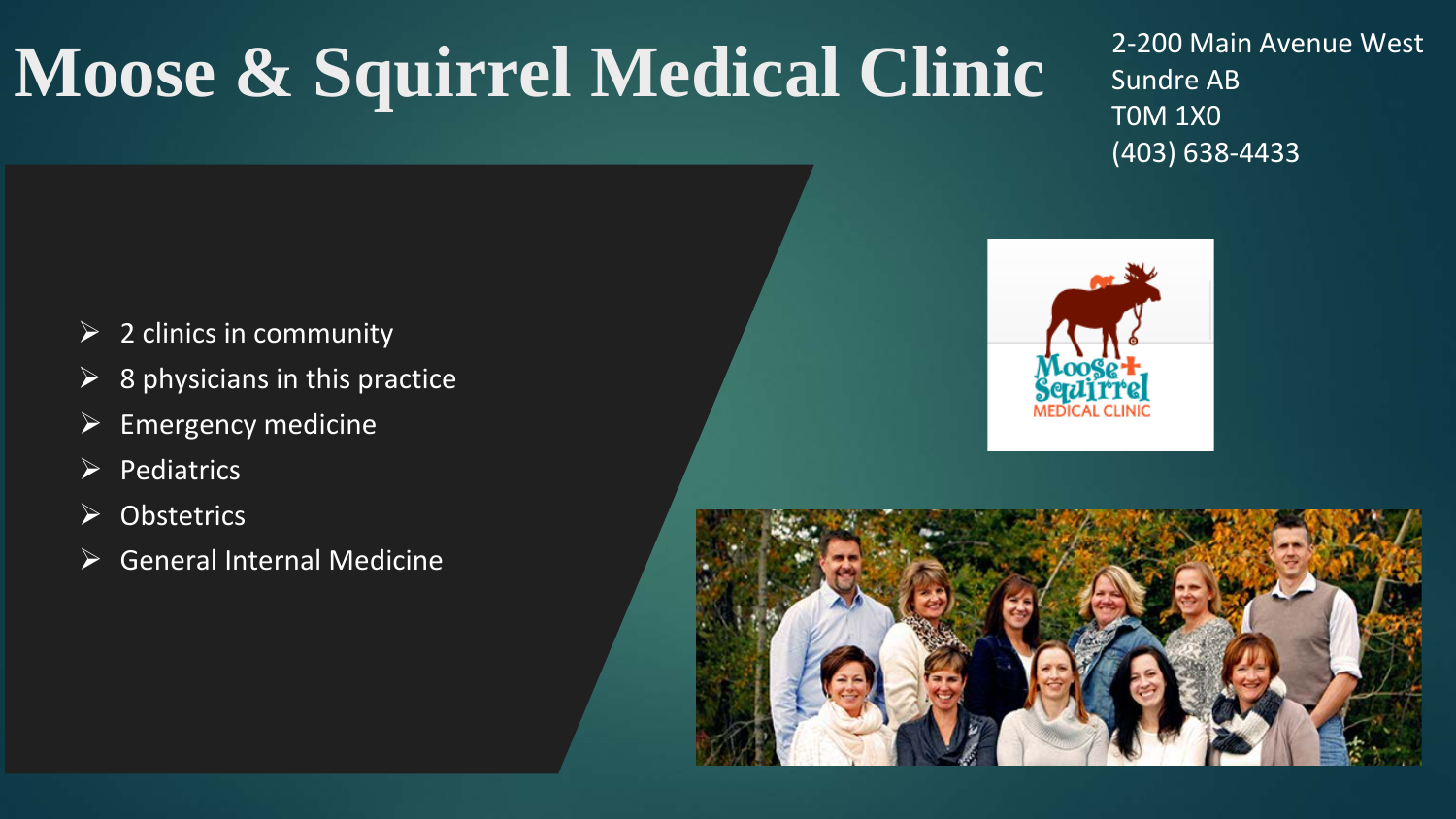# Moose & Squirrel Medical Clinic

2-200 Main Avenue West
Sundre AB
T0M 1X0
(403) 638-4433

- 2 clinics in community
- 8 physicians in this practice
- Emergency medicine
- Pediatrics
- Obstetrics
- General Internal Medicine